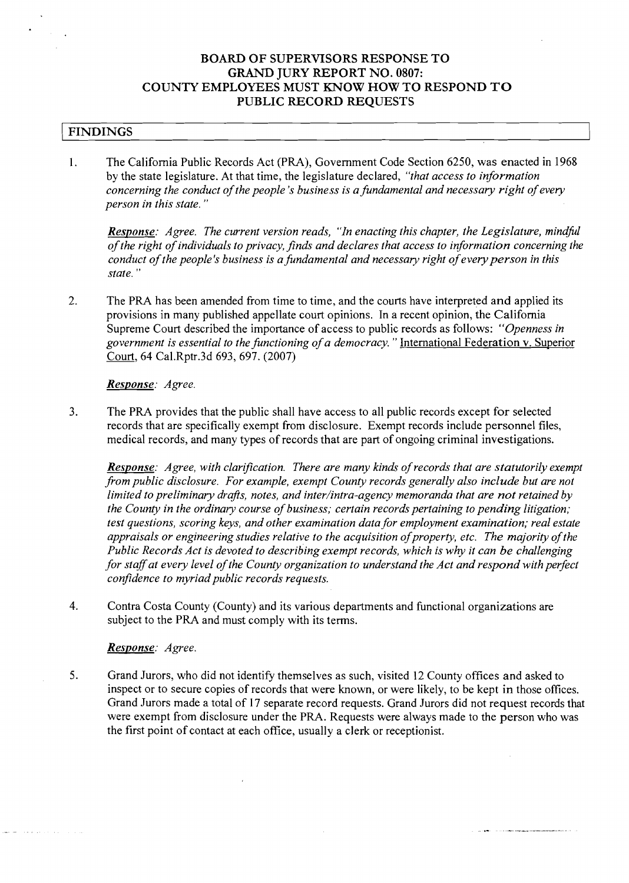# BOARD OF SUPERVISORS RESPONSE TO GRAND JURY REPORT NO. 0807: COUNTY EMPLOYEES MUST KNOW HOW TO RESPOND TO PUBLIC RECORD REQUESTS

## FINDINGS

1. The California Public Records Act (PRA), Government Code Section 6250, was enacted in 1968 by the state legislature. At that time, the legislature declared, *"that access to information concerning the conduct of the people's business is a fundamental and necessary right of every person in this state."*

   ***Response**: Agree. The current version reads, "In enacting this chapter, the Legislature, mindful of the right of individuals to privacy, finds and declares that access to information concerning the conduct of the people's business is a fundamental and necessary right of every person in this state."*

2. The PRA has been amended from time to time, and the courts have interpreted and applied its provisions in many published appellate court opinions. In a recent opinion, the California Supreme Court described the importance of access to public records as follows: *"Openness in government is essential to the functioning of a democracy."* International Federation v. Superior Court, 64 Cal.Rptr.3d 693, 697. (2007)

   ***Response**: Agree.*

3. The PRA provides that the public shall have access to all public records except for selected records that are specifically exempt from disclosure. Exempt records include personnel files, medical records, and many types of records that are part of ongoing criminal investigations.

   ***Response**: Agree, with clarification. There are many kinds of records that are statutorily exempt from public disclosure. For example, exempt County records generally also include but are not limited to preliminary drafts, notes, and inter/intra-agency memoranda that are not retained by the County in the ordinary course of business; certain records pertaining to pending litigation; test questions, scoring keys, and other examination data for employment examination; real estate appraisals or engineering studies relative to the acquisition of property, etc. The majority of the Public Records Act is devoted to describing exempt records, which is why it can be challenging for staff at every level of the County organization to understand the Act and respond with perfect confidence to myriad public records requests.*

4. Contra Costa County (County) and its various departments and functional organizations are subject to the PRA and must comply with its terms.

   ***Response**: Agree.*

5. Grand Jurors, who did not identify themselves as such, visited 12 County offices and asked to inspect or to secure copies of records that were known, or were likely, to be kept in those offices. Grand Jurors made a total of 17 separate record requests. Grand Jurors did not request records that were exempt from disclosure under the PRA. Requests were always made to the person who was the first point of contact at each office, usually a clerk or receptionist.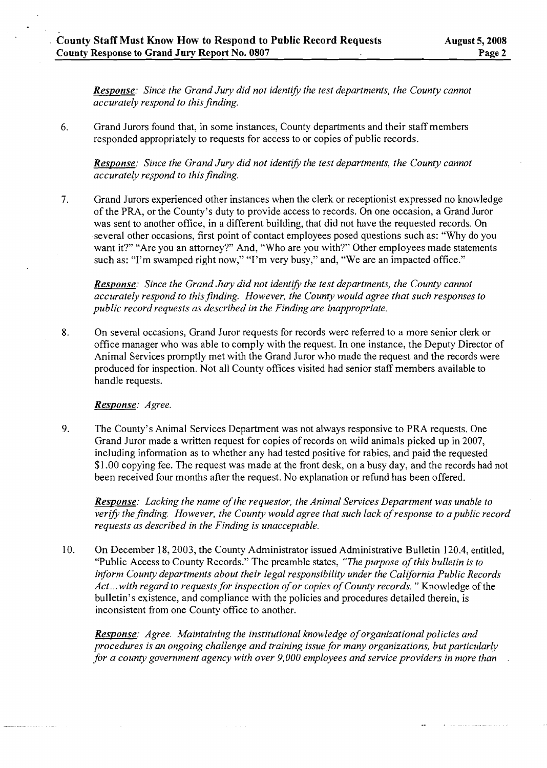*Response: Since the Grand Jury did not identify the test departments, the County cannot accurately respond to this finding.*

6. Grand Jurors found that, in some instances, County departments and their staff members responded appropriately to requests for access to or copies of public records.

   ***Response***: *Since the Grand Jury did not identify the test departments, the County cannot accurately respond to this finding.*

7. Grand Jurors experienced other instances when the clerk or receptionist expressed no knowledge of the PRA, or the County's duty to provide access to records. On one occasion, a Grand Juror was sent to another office, in a different building, that did not have the requested records. On several other occasions, first point of contact employees posed questions such as: "Why do you want it?" "Are you an attorney?" And, "Who are you with?" Other employees made statements such as: "I'm swamped right now," "I'm very busy," and, "We are an impacted office."

   ***Response***: *Since the Grand Jury did not identify the test departments, the County cannot accurately respond to this finding. However, the County would agree that such responses to public record requests as described in the Finding are inappropriate.*

8. On several occasions, Grand Juror requests for records were referred to a more senior clerk or office manager who was able to comply with the request. In one instance, the Deputy Director of Animal Services promptly met with the Grand Juror who made the request and the records were produced for inspection. Not all County offices visited had senior staff members available to handle requests.

   ***Response***: *Agree.*

9. The County's Animal Services Department was not always responsive to PRA requests. One Grand Juror made a written request for copies of records on wild animals picked up in 2007, including information as to whether any had tested positive for rabies, and paid the requested $1.00 copying fee. The request was made at the front desk, on a busy day, and the records had not been received four months after the request. No explanation or refund has been offered.

   ***Response***: *Lacking the name of the requestor, the Animal Services Department was unable to verify the finding. However, the County would agree that such lack of response to a public record requests as described in the Finding is unacceptable.*

10. On December 18, 2003, the County Administrator issued Administrative Bulletin 120.4, entitled, "Public Access to County Records." The preamble states, *"The purpose of this bulletin is to inform County departments about their legal responsibility under the California Public Records Act…with regard to requests for inspection of or copies of County records."* Knowledge of the bulletin's existence, and compliance with the policies and procedures detailed therein, is inconsistent from one County office to another.

    ***Response***: *Agree. Maintaining the institutional knowledge of organizational policies and procedures is an ongoing challenge and training issue for many organizations, but particularly for a county government agency with over 9,000 employees and service providers in more than*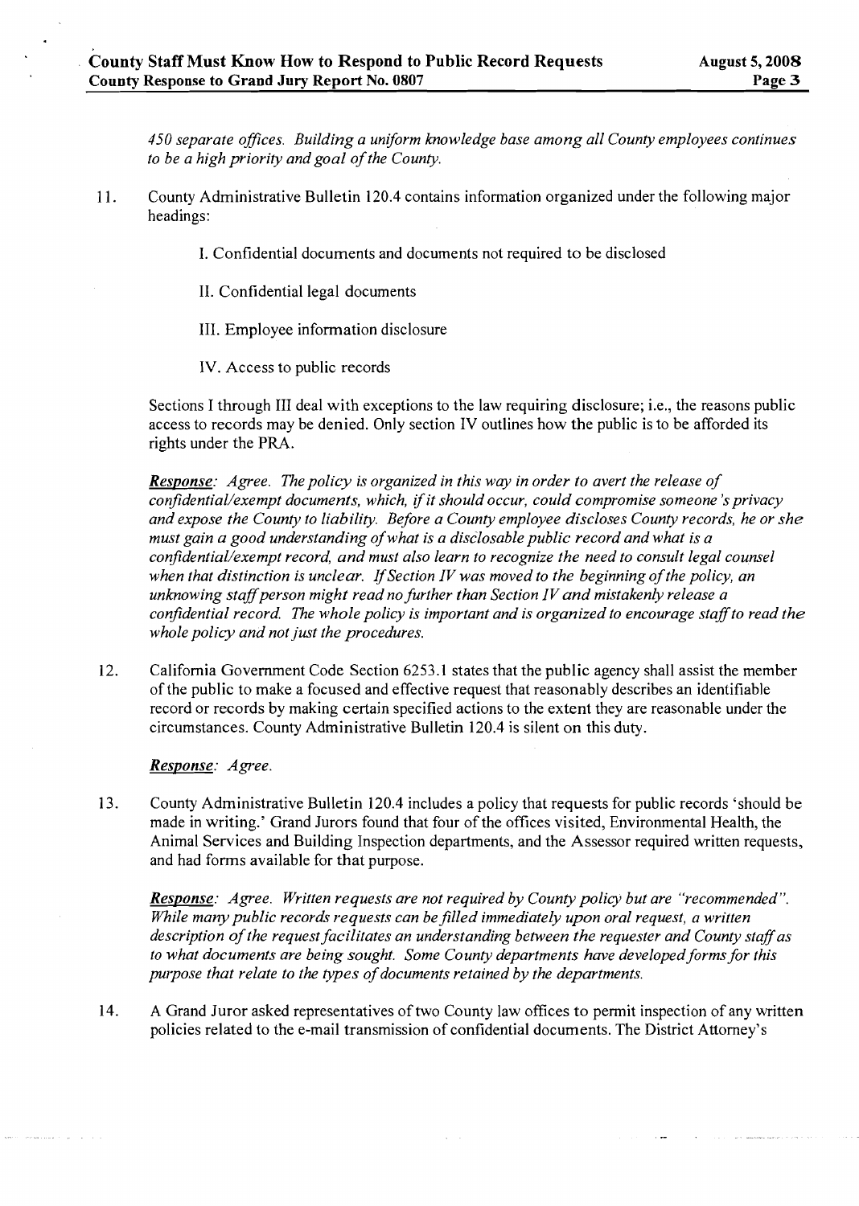*450 separate offices. Building a uniform knowledge base among all County employees continues to be a high priority and goal of the County.*

11. County Administrative Bulletin 120.4 contains information organized under the following major headings:

    I. Confidential documents and documents not required to be disclosed

    II. Confidential legal documents

    III. Employee information disclosure

    IV. Access to public records

    Sections I through III deal with exceptions to the law requiring disclosure; i.e., the reasons public access to records may be denied. Only section IV outlines how the public is to be afforded its rights under the PRA.

    ***Response**: Agree. The policy is organized in this way in order to avert the release of confidential/exempt documents, which, if it should occur, could compromise someone's privacy and expose the County to liability. Before a County employee discloses County records, he or she must gain a good understanding of what is a disclosable public record and what is a confidential/exempt record, and must also learn to recognize the need to consult legal counsel when that distinction is unclear. If Section IV was moved to the beginning of the policy, an unknowing staff person might read no further than Section IV and mistakenly release a confidential record. The whole policy is important and is organized to encourage staff to read the whole policy and not just the procedures.*

12. California Government Code Section 6253.1 states that the public agency shall assist the member of the public to make a focused and effective request that reasonably describes an identifiable record or records by making certain specified actions to the extent they are reasonable under the circumstances. County Administrative Bulletin 120.4 is silent on this duty.

    ***Response**: Agree.*

13. County Administrative Bulletin 120.4 includes a policy that requests for public records 'should be made in writing.' Grand Jurors found that four of the offices visited, Environmental Health, the Animal Services and Building Inspection departments, and the Assessor required written requests, and had forms available for that purpose.

    ***Response**: Agree. Written requests are not required by County policy but are "recommended". While many public records requests can be filled immediately upon oral request, a written description of the request facilitates an understanding between the requester and County staff as to what documents are being sought. Some County departments have developed forms for this purpose that relate to the types of documents retained by the departments.*

14. A Grand Juror asked representatives of two County law offices to permit inspection of any written policies related to the e-mail transmission of confidential documents. The District Attorney's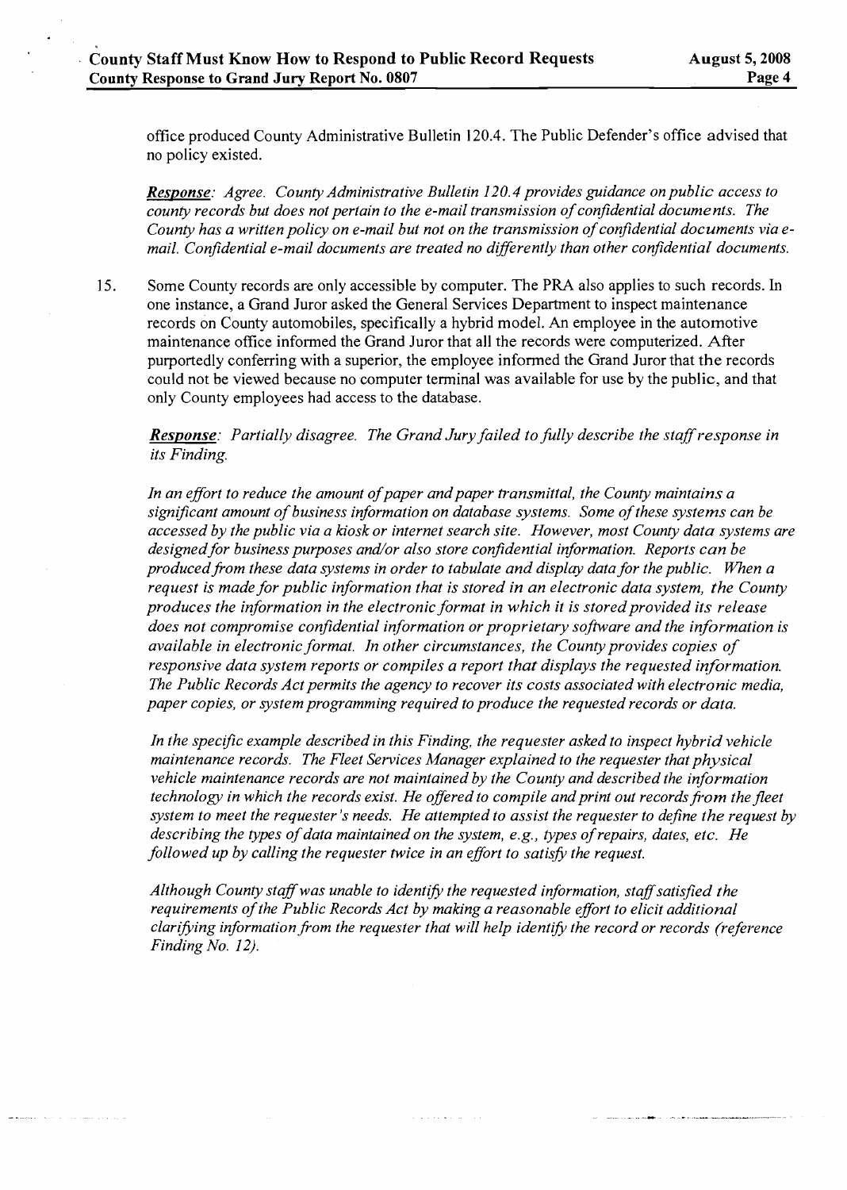office produced County Administrative Bulletin 120.4. The Public Defender's office advised that no policy existed.

***Response**: Agree. County Administrative Bulletin 120.4 provides guidance on public access to county records but does not pertain to the e-mail transmission of confidential documents. The County has a written policy on e-mail but not on the transmission of confidential documents via e-mail. Confidential e-mail documents are treated no differently than other confidential documents.*

15. Some County records are only accessible by computer. The PRA also applies to such records. In one instance, a Grand Juror asked the General Services Department to inspect maintenance records on County automobiles, specifically a hybrid model. An employee in the automotive maintenance office informed the Grand Juror that all the records were computerized. After purportedly conferring with a superior, the employee informed the Grand Juror that the records could not be viewed because no computer terminal was available for use by the public, and that only County employees had access to the database.

    ***Response**: Partially disagree. The Grand Jury failed to fully describe the staff response in its Finding.*

    *In an effort to reduce the amount of paper and paper transmittal, the County maintains a significant amount of business information on database systems. Some of these systems can be accessed by the public via a kiosk or internet search site. However, most County data systems are designed for business purposes and/or also store confidential information. Reports can be produced from these data systems in order to tabulate and display data for the public. When a request is made for public information that is stored in an electronic data system, the County produces the information in the electronic format in which it is stored provided its release does not compromise confidential information or proprietary software and the information is available in electronic format. In other circumstances, the County provides copies of responsive data system reports or compiles a report that displays the requested information. The Public Records Act permits the agency to recover its costs associated with electronic media, paper copies, or system programming required to produce the requested records or data.*

    *In the specific example described in this Finding, the requester asked to inspect hybrid vehicle maintenance records. The Fleet Services Manager explained to the requester that physical vehicle maintenance records are not maintained by the County and described the information technology in which the records exist. He offered to compile and print out records from the fleet system to meet the requester's needs. He attempted to assist the requester to define the request by describing the types of data maintained on the system, e.g., types of repairs, dates, etc. He followed up by calling the requester twice in an effort to satisfy the request.*

    *Although County staff was unable to identify the requested information, staff satisfied the requirements of the Public Records Act by making a reasonable effort to elicit additional clarifying information from the requester that will help identify the record or records (reference Finding No. 12).*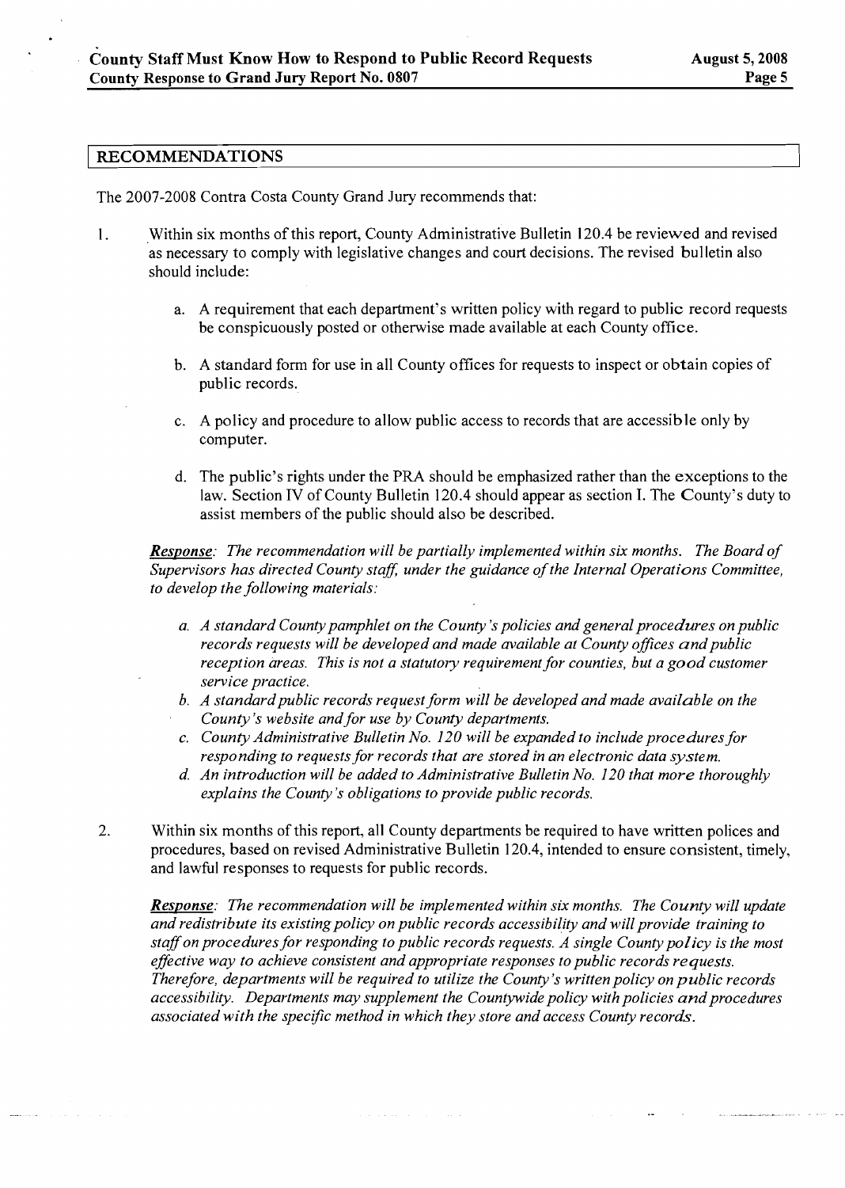## RECOMMENDATIONS

The 2007-2008 Contra Costa County Grand Jury recommends that:

1. Within six months of this report, County Administrative Bulletin 120.4 be reviewed and revised as necessary to comply with legislative changes and court decisions. The revised bulletin also should include:

    a. A requirement that each department's written policy with regard to public record requests be conspicuously posted or otherwise made available at each County office.

    b. A standard form for use in all County offices for requests to inspect or obtain copies of public records.

    c. A policy and procedure to allow public access to records that are accessible only by computer.

    d. The public's rights under the PRA should be emphasized rather than the exceptions to the law. Section IV of County Bulletin 120.4 should appear as section I. The County's duty to assist members of the public should also be described.

    ***Response***: *The recommendation will be partially implemented within six months. The Board of Supervisors has directed County staff, under the guidance of the Internal Operations Committee, to develop the following materials:*

    *a. A standard County pamphlet on the County's policies and general procedures on public records requests will be developed and made available at County offices and public reception areas. This is not a statutory requirement for counties, but a good customer service practice.*

    *b. A standard public records request form will be developed and made available on the County's website and for use by County departments.*

    *c. County Administrative Bulletin No. 120 will be expanded to include procedures for responding to requests for records that are stored in an electronic data system.*

    *d. An introduction will be added to Administrative Bulletin No. 120 that more thoroughly explains the County's obligations to provide public records.*

2. Within six months of this report, all County departments be required to have written polices and procedures, based on revised Administrative Bulletin 120.4, intended to ensure consistent, timely, and lawful responses to requests for public records.

    ***Response***: *The recommendation will be implemented within six months. The County will update and redistribute its existing policy on public records accessibility and will provide training to staff on procedures for responding to public records requests. A single County policy is the most effective way to achieve consistent and appropriate responses to public records requests. Therefore, departments will be required to utilize the County's written policy on public records accessibility. Departments may supplement the Countywide policy with policies and procedures associated with the specific method in which they store and access County records.*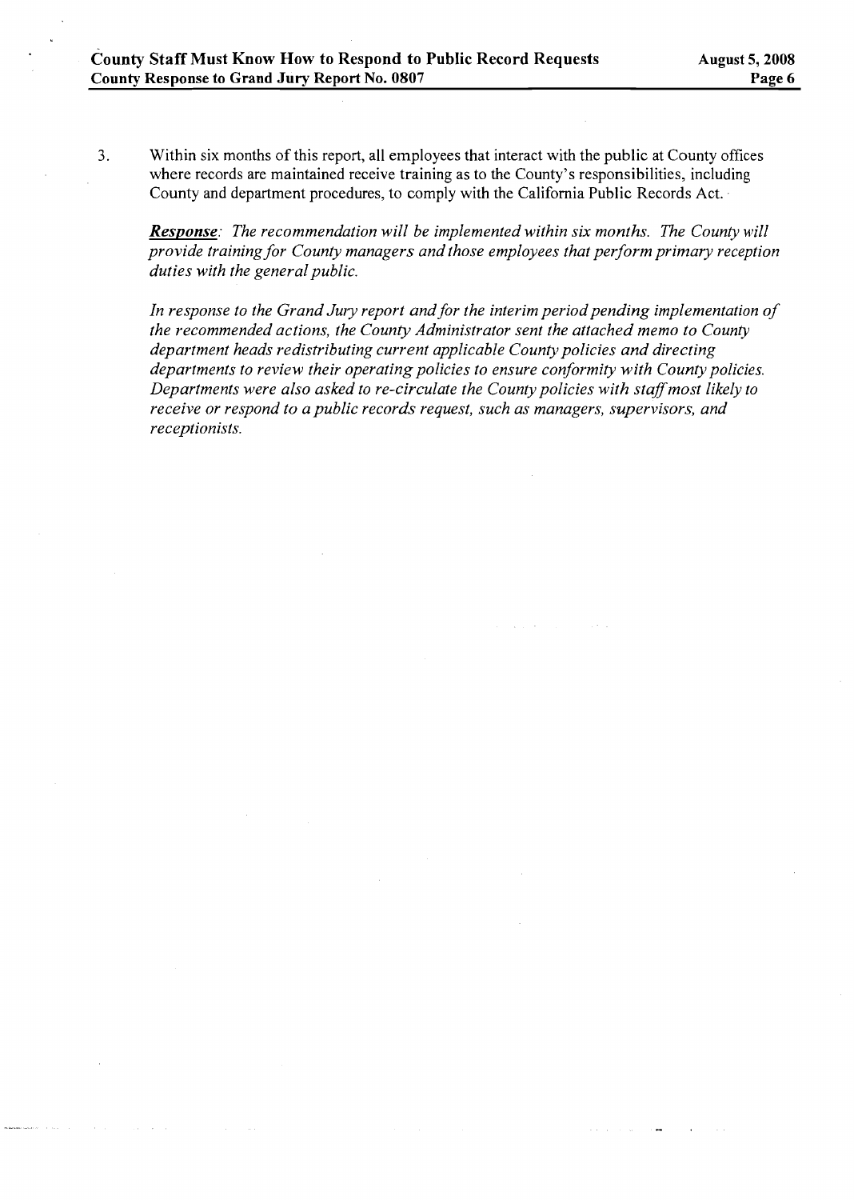3. Within six months of this report, all employees that interact with the public at County offices where records are maintained receive training as to the County's responsibilities, including County and department procedures, to comply with the California Public Records Act.

   ***Response***: *The recommendation will be implemented within six months. The County will provide training for County managers and those employees that perform primary reception duties with the general public.*

   *In response to the Grand Jury report and for the interim period pending implementation of the recommended actions, the County Administrator sent the attached memo to County department heads redistributing current applicable County policies and directing departments to review their operating policies to ensure conformity with County policies. Departments were also asked to re-circulate the County policies with staff most likely to receive or respond to a public records request, such as managers, supervisors, and receptionists.*